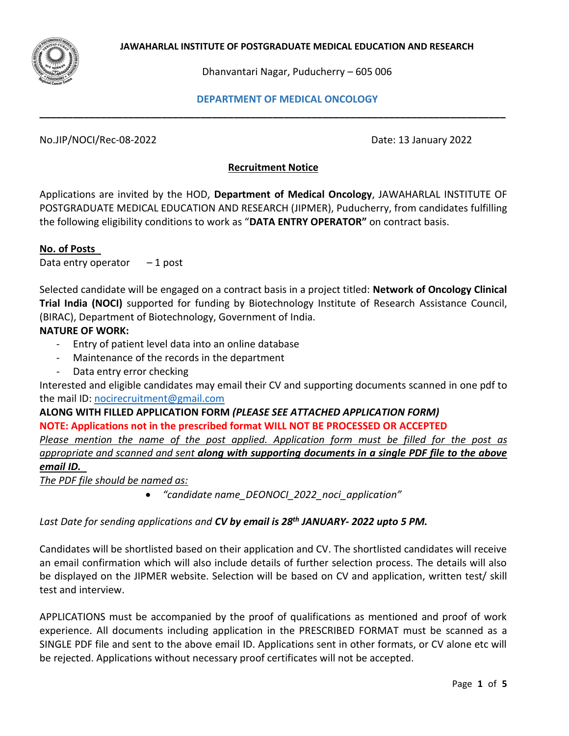**JAWAHARLAL INSTITUTE OF POSTGRADUATE MEDICAL EDUCATION AND RESEARCH**

Dhanvantari Nagar, Puducherry – 605 006

**DEPARTMENT OF MEDICAL ONCOLOGY**

---

No.JIP/NOCI/Rec-08-2022 Date: 13 January 2022

## Recruitment Notice

Applications are invited by the HOD, **Department of Medical Oncology**, JAWAHARLAL INSTITUTE OF POSTGRADUATE MEDICAL EDUCATION AND RESEARCH (JIPMER), Puducherry, from candidates fulfilling the following eligibility conditions to work as "**DATA ENTRY OPERATOR"** on contract basis.

**No. of Posts**

Data entry operator – 1 post

Selected candidate will be engaged on a contract basis in a project titled: **Network of Oncology Clinical Trial India (NOCI)** supported for funding by Biotechnology Institute of Research Assistance Council, (BIRAC), Department of Biotechnology, Government of India.

**NATURE OF WORK:**

- Entry of patient level data into an online database
- Maintenance of the records in the department
- Data entry error checking

Interested and eligible candidates may email their CV and supporting documents scanned in one pdf to the mail ID: nocirecruitment@gmail.com

**ALONG WITH FILLED APPLICATION FORM** ***(PLEASE SEE ATTACHED APPLICATION FORM)***

**NOTE: Applications not in the prescribed format WILL NOT BE PROCESSED OR ACCEPTED**

*Please mention the name of the post applied. Application form must be filled for the post as appropriate and scanned and sent* ***along with supporting documents in a single PDF file to the above email ID.***

*The PDF file should be named as:*

- *"candidate name_DEONOCI_2022_noci_application"*

*Last Date for sending applications and* ***CV by email is 28th JANUARY- 2022 upto 5 PM.***

Candidates will be shortlisted based on their application and CV. The shortlisted candidates will receive an email confirmation which will also include details of further selection process. The details will also be displayed on the JIPMER website. Selection will be based on CV and application, written test/ skill test and interview.

APPLICATIONS must be accompanied by the proof of qualifications as mentioned and proof of work experience. All documents including application in the PRESCRIBED FORMAT must be scanned as a SINGLE PDF file and sent to the above email ID. Applications sent in other formats, or CV alone etc will be rejected. Applications without necessary proof certificates will not be accepted.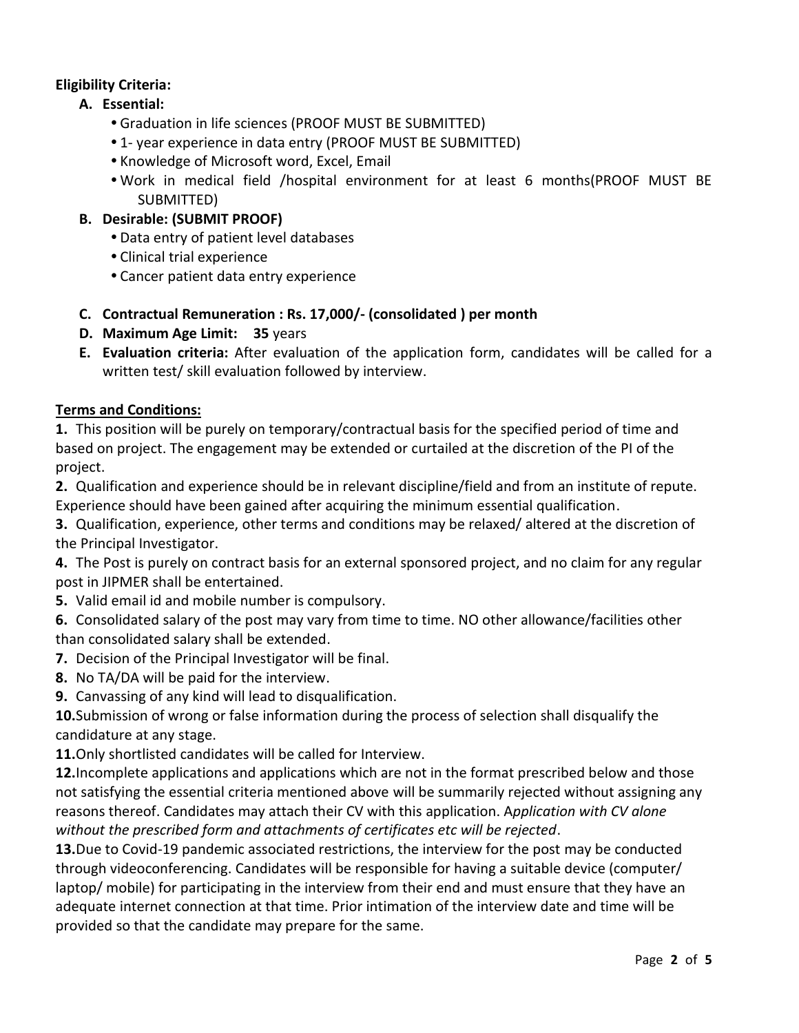**Eligibility Criteria:**

**A. Essential:**

- Graduation in life sciences (PROOF MUST BE SUBMITTED)
- 1- year experience in data entry (PROOF MUST BE SUBMITTED)
- Knowledge of Microsoft word, Excel, Email
- Work in medical field /hospital environment for at least 6 months(PROOF MUST BE SUBMITTED)

**B. Desirable: (SUBMIT PROOF)**

- Data entry of patient level databases
- Clinical trial experience
- Cancer patient data entry experience

**C. Contractual Remuneration : Rs. 17,000/- (consolidated ) per month**

**D. Maximum Age Limit: 35** years

**E. Evaluation criteria:** After evaluation of the application form, candidates will be called for a written test/ skill evaluation followed by interview.

**Terms and Conditions:**

**1.** This position will be purely on temporary/contractual basis for the specified period of time and based on project. The engagement may be extended or curtailed at the discretion of the PI of the project.

**2.** Qualification and experience should be in relevant discipline/field and from an institute of repute. Experience should have been gained after acquiring the minimum essential qualification.

**3.** Qualification, experience, other terms and conditions may be relaxed/ altered at the discretion of the Principal Investigator.

**4.** The Post is purely on contract basis for an external sponsored project, and no claim for any regular post in JIPMER shall be entertained.

**5.** Valid email id and mobile number is compulsory.

**6.** Consolidated salary of the post may vary from time to time. NO other allowance/facilities other than consolidated salary shall be extended.

**7.** Decision of the Principal Investigator will be final.

**8.** No TA/DA will be paid for the interview.

**9.** Canvassing of any kind will lead to disqualification.

**10.** Submission of wrong or false information during the process of selection shall disqualify the candidature at any stage.

**11.** Only shortlisted candidates will be called for Interview.

**12.** Incomplete applications and applications which are not in the format prescribed below and those not satisfying the essential criteria mentioned above will be summarily rejected without assigning any reasons thereof. Candidates may attach their CV with this application. *Application with CV alone without the prescribed form and attachments of certificates etc will be rejected*.

**13.** Due to Covid-19 pandemic associated restrictions, the interview for the post may be conducted through videoconferencing. Candidates will be responsible for having a suitable device (computer/ laptop/ mobile) for participating in the interview from their end and must ensure that they have an adequate internet connection at that time. Prior intimation of the interview date and time will be provided so that the candidate may prepare for the same.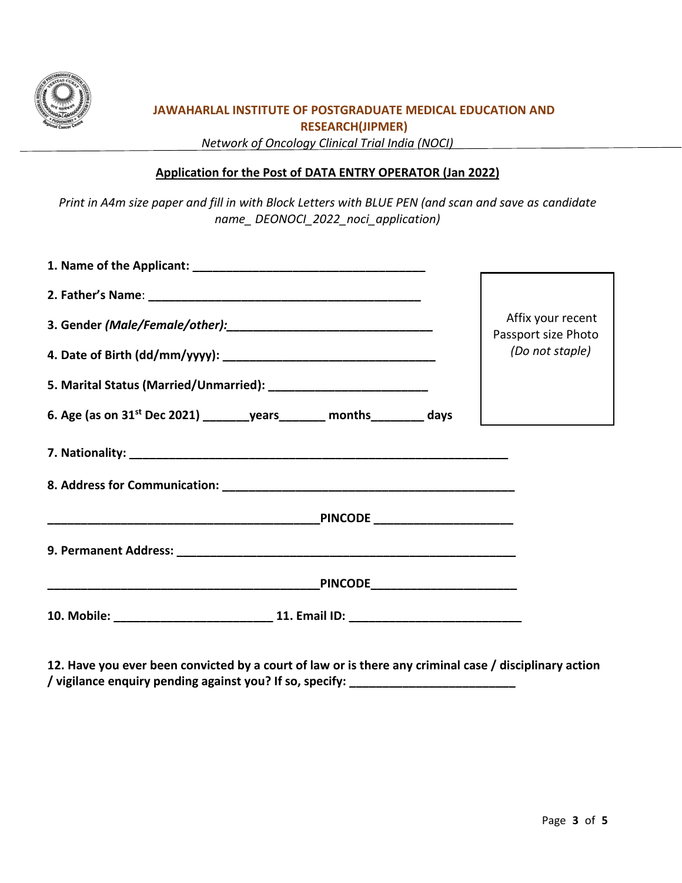**JAWAHARLAL INSTITUTE OF POSTGRADUATE MEDICAL EDUCATION AND RESEARCH(JIPMER)**

*Network of Oncology Clinical Trial India (NOCI)*

**Application for the Post of DATA ENTRY OPERATOR (Jan 2022)**

*Print in A4m size paper and fill in with Block Letters with BLUE PEN (and scan and save as candidate name_ DEONOCI_2022_noci_application)*

Affix your recent Passport size Photo *(Do not staple)*

**1. Name of the Applicant:** ___________________________________

**2. Father's Name**: _________________________________________

**3. Gender *(Male/Female/other)*:**_______________________________

**4. Date of Birth (dd/mm/yyyy):** ________________________________

**5. Marital Status (Married/Unmarried):** _______________________

**6. Age (as on 31st Dec 2021)** _______**years**_______ **months**________ **days**

**7. Nationality:** _________________________________________________________

**8. Address for Communication:** ____________________________________________

________________________________________**PINCODE** ____________________

**9. Permanent Address:** _____________________________________________________

________________________________________**PINCODE**_____________________

**10. Mobile:** ________________________ **11. Email ID:** __________________________

**12. Have you ever been convicted by a court of law or is there any criminal case / disciplinary action / vigilance enquiry pending against you? If so, specify:** _________________________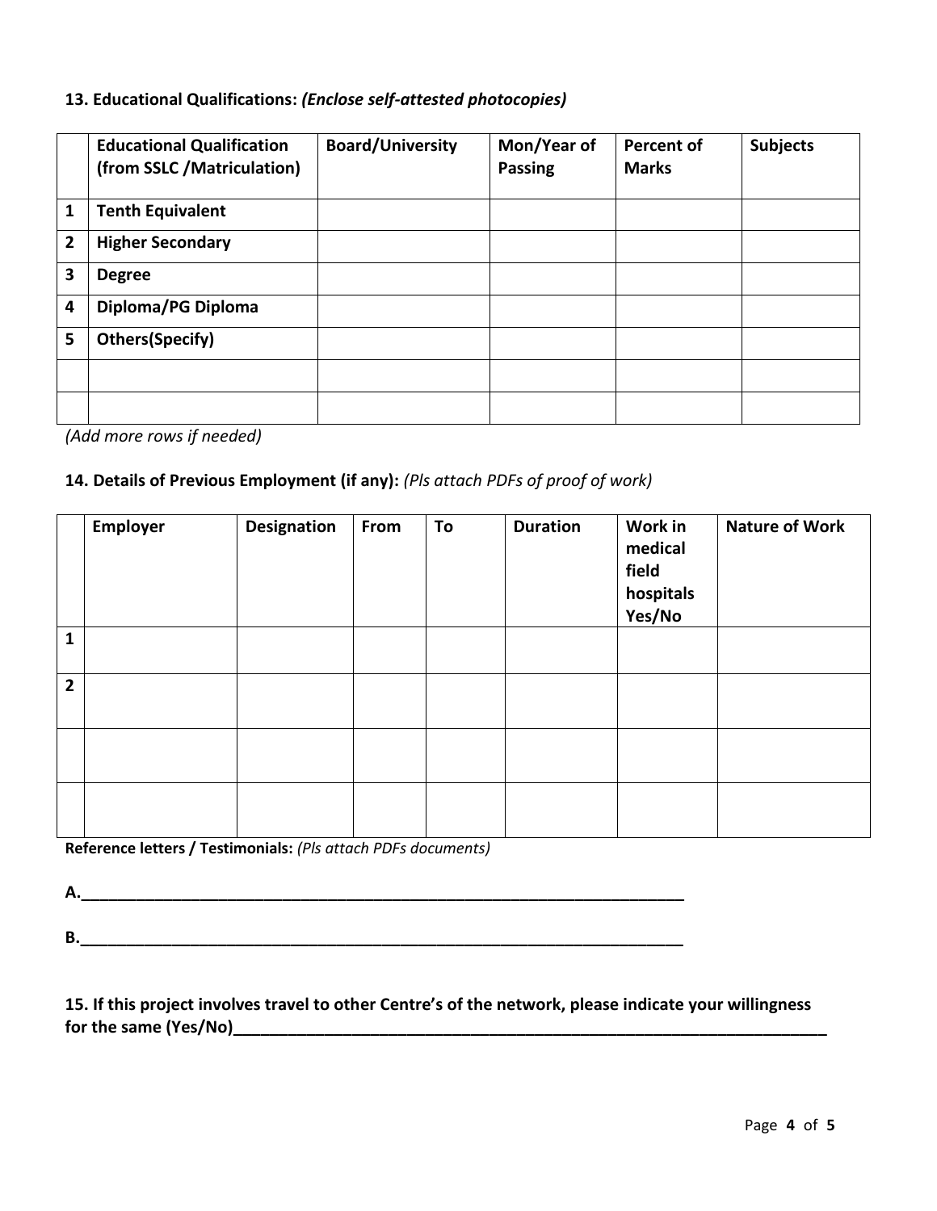**13. Educational Qualifications:** ***(Enclose self-attested photocopies)***

| | **Educational Qualification (from SSLC /Matriculation)** | **Board/University** | **Mon/Year of Passing** | **Percent of Marks** | **Subjects** |
|---|---|---|---|---|---|
| **1** | **Tenth Equivalent** | | | | |
| **2** | **Higher Secondary** | | | | |
| **3** | **Degree** | | | | |
| **4** | **Diploma/PG Diploma** | | | | |
| **5** | **Others(Specify)** | | | | |
| | | | | | |
| | | | | | |

*(Add more rows if needed)*

**14. Details of Previous Employment (if any):** *(Pls attach PDFs of proof of work)*

| | **Employer** | **Designation** | **From** | **To** | **Duration** | **Work in medical field hospitals Yes/No** | **Nature of Work** |
|---|---|---|---|---|---|---|---|
| **1** | | | | | | | |
| **2** | | | | | | | |
| | | | | | | | |
| | | | | | | | |

**Reference letters / Testimonials:** *(Pls attach PDFs documents)*

**A.**______________________________________________________________________

**B.**______________________________________________________________________

**15. If this project involves travel to other Centre's of the network, please indicate your willingness for the same (Yes/No)**____________________________________________________________________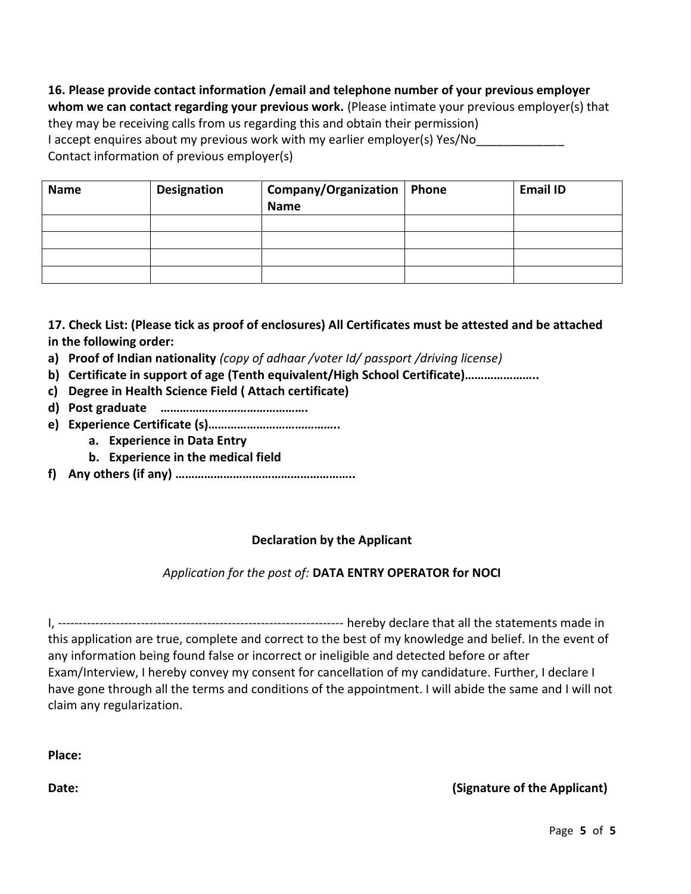**16. Please provide contact information /email and telephone number of your previous employer whom we can contact regarding your previous work.** (Please intimate your previous employer(s) that they may be receiving calls from us regarding this and obtain their permission)
I accept enquires about my previous work with my earlier employer(s) Yes/No_____________
Contact information of previous employer(s)

| Name | Designation | Company/Organization Name | Phone | Email ID |
|---|---|---|---|---|
| | | | | |
| | | | | |
| | | | | |
| | | | | |

**17. Check List: (Please tick as proof of enclosures) All Certificates must be attested and be attached in the following order:**

a) **Proof of Indian nationality** *(copy of adhaar /voter Id/ passport /driving license)*
b) **Certificate in support of age (Tenth equivalent/High School Certificate)…………………..**
c) **Degree in Health Science Field ( Attach certificate)**
d) **Post graduate ……………………………………….**
e) **Experience Certificate (s)…………………………………..**
   a. **Experience in Data Entry**
   b. **Experience in the medical field**
f) **Any others (if any) ………………………………………………..**

**Declaration by the Applicant**

*Application for the post of:* **DATA ENTRY OPERATOR for NOCI**

I, -------------------------------------------------------------------- hereby declare that all the statements made in this application are true, complete and correct to the best of my knowledge and belief. In the event of any information being found false or incorrect or ineligible and detected before or after Exam/Interview, I hereby convey my consent for cancellation of my candidature. Further, I declare I have gone through all the terms and conditions of the appointment. I will abide the same and I will not claim any regularization.

**Place:**

**Date:** **(Signature of the Applicant)**